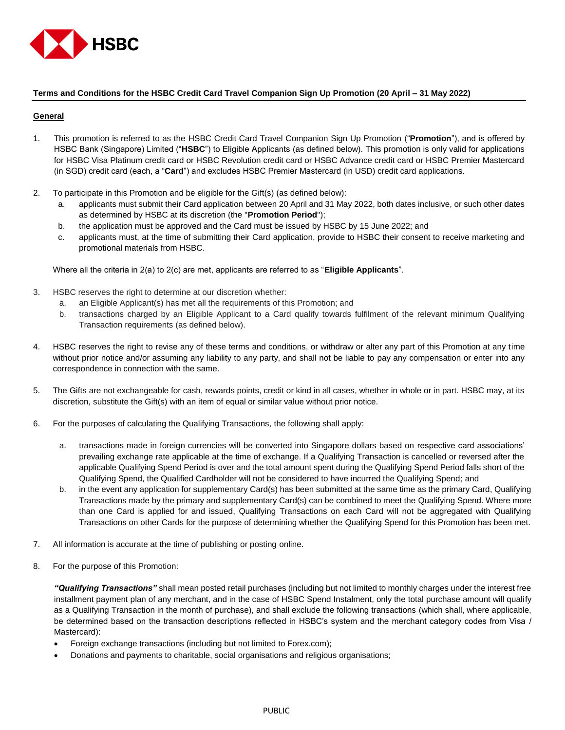HSBC

**Terms and Conditions for the HSBC Credit Card Travel Companion Sign Up Promotion (20 April – 31 May 2022)**

**General**

1. This promotion is referred to as the HSBC Credit Card Travel Companion Sign Up Promotion ("**Promotion**"), and is offered by HSBC Bank (Singapore) Limited ("**HSBC**") to Eligible Applicants (as defined below). This promotion is only valid for applications for HSBC Visa Platinum credit card or HSBC Revolution credit card or HSBC Advance credit card or HSBC Premier Mastercard (in SGD) credit card (each, a "**Card**") and excludes HSBC Premier Mastercard (in USD) credit card applications.

2. To participate in this Promotion and be eligible for the Gift(s) (as defined below):
   a. applicants must submit their Card application between 20 April and 31 May 2022, both dates inclusive, or such other dates as determined by HSBC at its discretion (the "**Promotion Period**");
   b. the application must be approved and the Card must be issued by HSBC by 15 June 2022; and
   c. applicants must, at the time of submitting their Card application, provide to HSBC their consent to receive marketing and promotional materials from HSBC.

   Where all the criteria in 2(a) to 2(c) are met, applicants are referred to as "**Eligible Applicants**".

3. HSBC reserves the right to determine at our discretion whether:
   a. an Eligible Applicant(s) has met all the requirements of this Promotion; and
   b. transactions charged by an Eligible Applicant to a Card qualify towards fulfilment of the relevant minimum Qualifying Transaction requirements (as defined below).

4. HSBC reserves the right to revise any of these terms and conditions, or withdraw or alter any part of this Promotion at any time without prior notice and/or assuming any liability to any party, and shall not be liable to pay any compensation or enter into any correspondence in connection with the same.

5. The Gifts are not exchangeable for cash, rewards points, credit or kind in all cases, whether in whole or in part. HSBC may, at its discretion, substitute the Gift(s) with an item of equal or similar value without prior notice.

6. For the purposes of calculating the Qualifying Transactions, the following shall apply:

   a. transactions made in foreign currencies will be converted into Singapore dollars based on respective card associations' prevailing exchange rate applicable at the time of exchange. If a Qualifying Transaction is cancelled or reversed after the applicable Qualifying Spend Period is over and the total amount spent during the Qualifying Spend Period falls short of the Qualifying Spend, the Qualified Cardholder will not be considered to have incurred the Qualifying Spend; and
   b. in the event any application for supplementary Card(s) has been submitted at the same time as the primary Card, Qualifying Transactions made by the primary and supplementary Card(s) can be combined to meet the Qualifying Spend. Where more than one Card is applied for and issued, Qualifying Transactions on each Card will not be aggregated with Qualifying Transactions on other Cards for the purpose of determining whether the Qualifying Spend for this Promotion has been met.

7. All information is accurate at the time of publishing or posting online.

8. For the purpose of this Promotion:

   ***"Qualifying Transactions"*** shall mean posted retail purchases (including but not limited to monthly charges under the interest free installment payment plan of any merchant, and in the case of HSBC Spend Instalment, only the total purchase amount will qualify as a Qualifying Transaction in the month of purchase), and shall exclude the following transactions (which shall, where applicable, be determined based on the transaction descriptions reflected in HSBC's system and the merchant category codes from Visa / Mastercard):

   - Foreign exchange transactions (including but not limited to Forex.com);
   - Donations and payments to charitable, social organisations and religious organisations;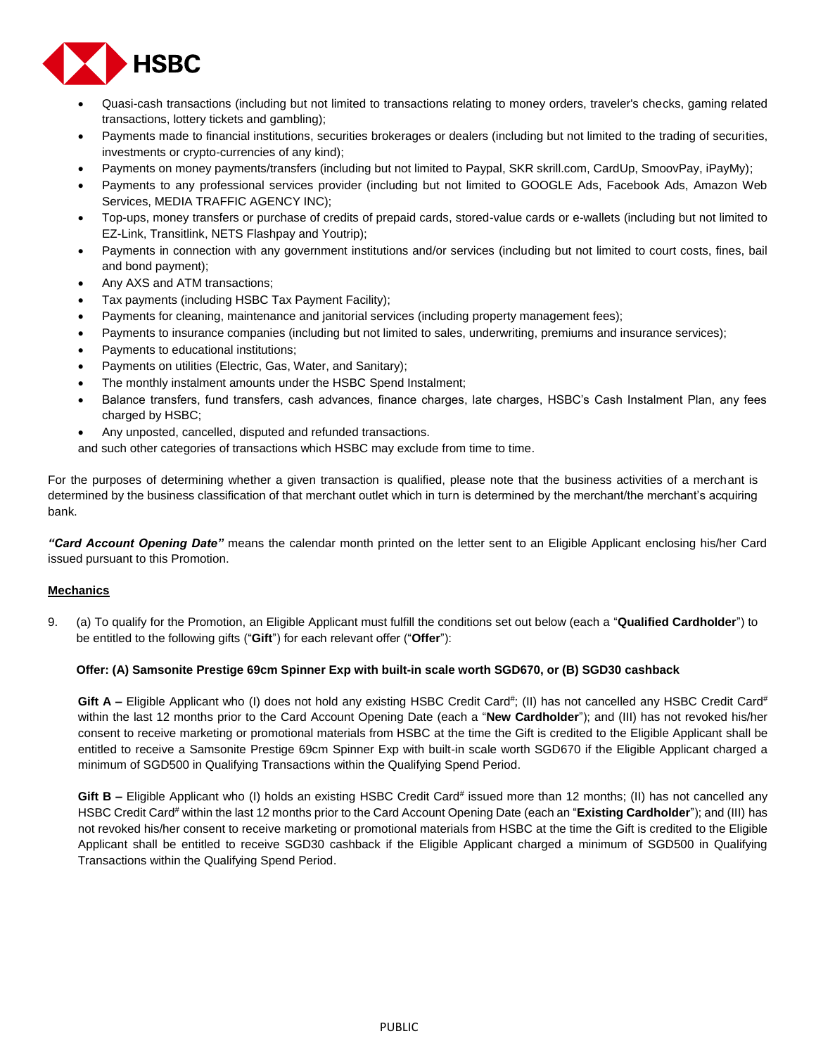- Quasi-cash transactions (including but not limited to transactions relating to money orders, traveler's checks, gaming related transactions, lottery tickets and gambling);
- Payments made to financial institutions, securities brokerages or dealers (including but not limited to the trading of securities, investments or crypto-currencies of any kind);
- Payments on money payments/transfers (including but not limited to Paypal, SKR skrill.com, CardUp, SmoovPay, iPayMy);
- Payments to any professional services provider (including but not limited to GOOGLE Ads, Facebook Ads, Amazon Web Services, MEDIA TRAFFIC AGENCY INC);
- Top-ups, money transfers or purchase of credits of prepaid cards, stored-value cards or e-wallets (including but not limited to EZ-Link, Transitlink, NETS Flashpay and Youtrip);
- Payments in connection with any government institutions and/or services (including but not limited to court costs, fines, bail and bond payment);
- Any AXS and ATM transactions;
- Tax payments (including HSBC Tax Payment Facility);
- Payments for cleaning, maintenance and janitorial services (including property management fees);
- Payments to insurance companies (including but not limited to sales, underwriting, premiums and insurance services);
- Payments to educational institutions;
- Payments on utilities (Electric, Gas, Water, and Sanitary);
- The monthly instalment amounts under the HSBC Spend Instalment;
- Balance transfers, fund transfers, cash advances, finance charges, late charges, HSBC's Cash Instalment Plan, any fees charged by HSBC;
- Any unposted, cancelled, disputed and refunded transactions.

and such other categories of transactions which HSBC may exclude from time to time.

For the purposes of determining whether a given transaction is qualified, please note that the business activities of a merchant is determined by the business classification of that merchant outlet which in turn is determined by the merchant/the merchant's acquiring bank.

***"Card Account Opening Date"*** means the calendar month printed on the letter sent to an Eligible Applicant enclosing his/her Card issued pursuant to this Promotion.

## Mechanics

9. (a) To qualify for the Promotion, an Eligible Applicant must fulfill the conditions set out below (each a "**Qualified Cardholder**") to be entitled to the following gifts ("**Gift**") for each relevant offer ("**Offer**"):

**Offer: (A) Samsonite Prestige 69cm Spinner Exp with built-in scale worth SGD670, or (B) SGD30 cashback**

**Gift A –** Eligible Applicant who (I) does not hold any existing HSBC Credit Card#; (II) has not cancelled any HSBC Credit Card# within the last 12 months prior to the Card Account Opening Date (each a "**New Cardholder**"); and (III) has not revoked his/her consent to receive marketing or promotional materials from HSBC at the time the Gift is credited to the Eligible Applicant shall be entitled to receive a Samsonite Prestige 69cm Spinner Exp with built-in scale worth SGD670 if the Eligible Applicant charged a minimum of SGD500 in Qualifying Transactions within the Qualifying Spend Period.

**Gift B –** Eligible Applicant who (I) holds an existing HSBC Credit Card# issued more than 12 months; (II) has not cancelled any HSBC Credit Card# within the last 12 months prior to the Card Account Opening Date (each an "**Existing Cardholder**"); and (III) has not revoked his/her consent to receive marketing or promotional materials from HSBC at the time the Gift is credited to the Eligible Applicant shall be entitled to receive SGD30 cashback if the Eligible Applicant charged a minimum of SGD500 in Qualifying Transactions within the Qualifying Spend Period.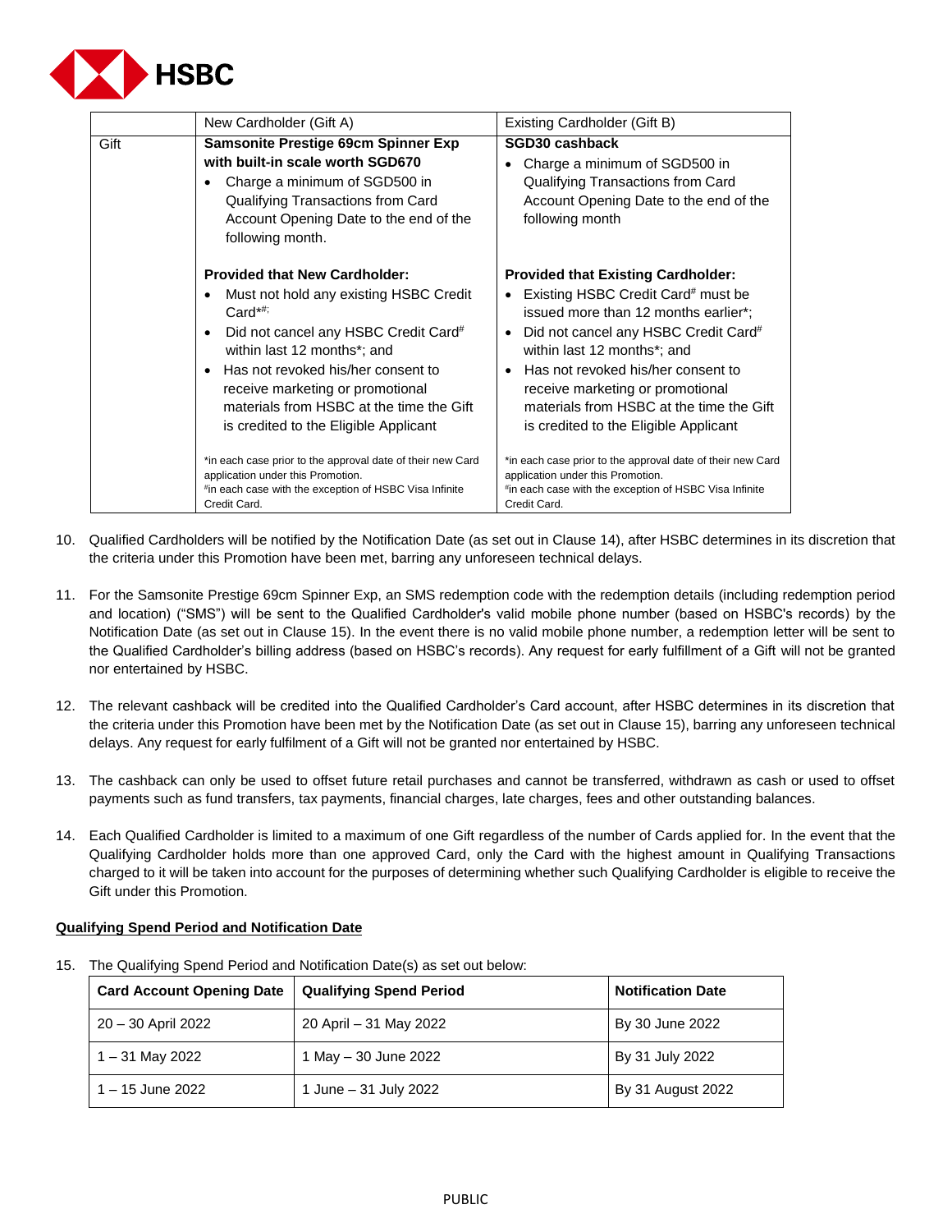| | New Cardholder (Gift A) | Existing Cardholder (Gift B) |
|---|---|---|
| Gift | **Samsonite Prestige 69cm Spinner Exp with built-in scale worth SGD670**<br>• Charge a minimum of SGD500 in Qualifying Transactions from Card Account Opening Date to the end of the following month.<br><br>**Provided that New Cardholder:**<br>• Must not hold any existing HSBC Credit Card*#;<br>• Did not cancel any HSBC Credit Card# within last 12 months*; and<br>• Has not revoked his/her consent to receive marketing or promotional materials from HSBC at the time the Gift is credited to the Eligible Applicant<br><br>*in each case prior to the approval date of their new Card application under this Promotion.<br>#in each case with the exception of HSBC Visa Infinite Credit Card. | **SGD30 cashback**<br>• Charge a minimum of SGD500 in Qualifying Transactions from Card Account Opening Date to the end of the following month<br><br>**Provided that Existing Cardholder:**<br>• Existing HSBC Credit Card# must be issued more than 12 months earlier*;<br>• Did not cancel any HSBC Credit Card# within last 12 months*; and<br>• Has not revoked his/her consent to receive marketing or promotional materials from HSBC at the time the Gift is credited to the Eligible Applicant<br><br>*in each case prior to the approval date of their new Card application under this Promotion.<br>#in each case with the exception of HSBC Visa Infinite Credit Card. |

10. Qualified Cardholders will be notified by the Notification Date (as set out in Clause 14), after HSBC determines in its discretion that the criteria under this Promotion have been met, barring any unforeseen technical delays.

11. For the Samsonite Prestige 69cm Spinner Exp, an SMS redemption code with the redemption details (including redemption period and location) ("SMS") will be sent to the Qualified Cardholder's valid mobile phone number (based on HSBC's records) by the Notification Date (as set out in Clause 15). In the event there is no valid mobile phone number, a redemption letter will be sent to the Qualified Cardholder's billing address (based on HSBC's records). Any request for early fulfillment of a Gift will not be granted nor entertained by HSBC.

12. The relevant cashback will be credited into the Qualified Cardholder's Card account, after HSBC determines in its discretion that the criteria under this Promotion have been met by the Notification Date (as set out in Clause 15), barring any unforeseen technical delays. Any request for early fulfilment of a Gift will not be granted nor entertained by HSBC.

13. The cashback can only be used to offset future retail purchases and cannot be transferred, withdrawn as cash or used to offset payments such as fund transfers, tax payments, financial charges, late charges, fees and other outstanding balances.

14. Each Qualified Cardholder is limited to a maximum of one Gift regardless of the number of Cards applied for. In the event that the Qualifying Cardholder holds more than one approved Card, only the Card with the highest amount in Qualifying Transactions charged to it will be taken into account for the purposes of determining whether such Qualifying Cardholder is eligible to receive the Gift under this Promotion.

**Qualifying Spend Period and Notification Date**

15. The Qualifying Spend Period and Notification Date(s) as set out below:

| Card Account Opening Date | Qualifying Spend Period | Notification Date |
|---|---|---|
| 20 – 30 April 2022 | 20 April – 31 May 2022 | By 30 June 2022 |
| 1 – 31 May 2022 | 1 May – 30 June 2022 | By 31 July 2022 |
| 1 – 15 June 2022 | 1 June – 31 July 2022 | By 31 August 2022 |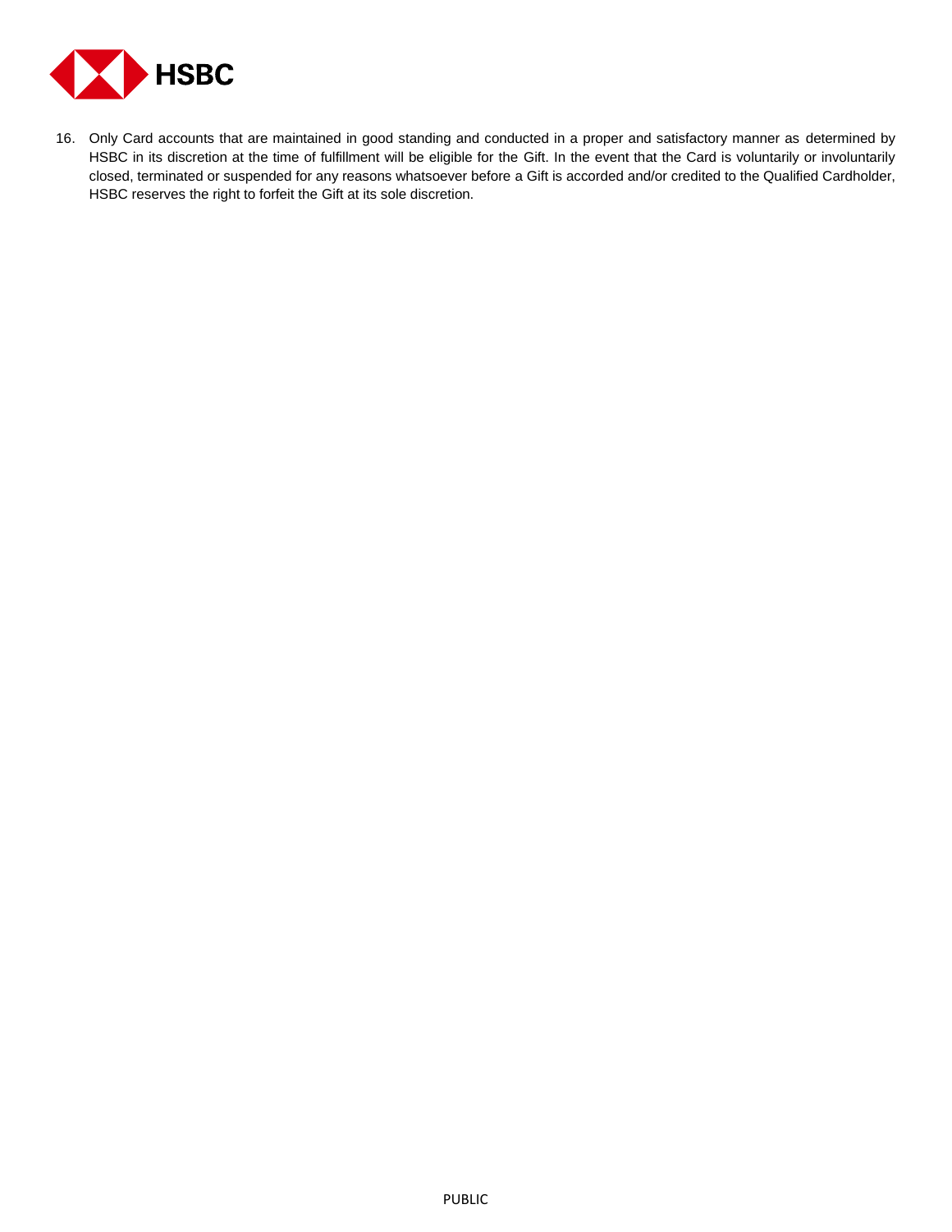16. Only Card accounts that are maintained in good standing and conducted in a proper and satisfactory manner as determined by HSBC in its discretion at the time of fulfillment will be eligible for the Gift. In the event that the Card is voluntarily or involuntarily closed, terminated or suspended for any reasons whatsoever before a Gift is accorded and/or credited to the Qualified Cardholder, HSBC reserves the right to forfeit the Gift at its sole discretion.